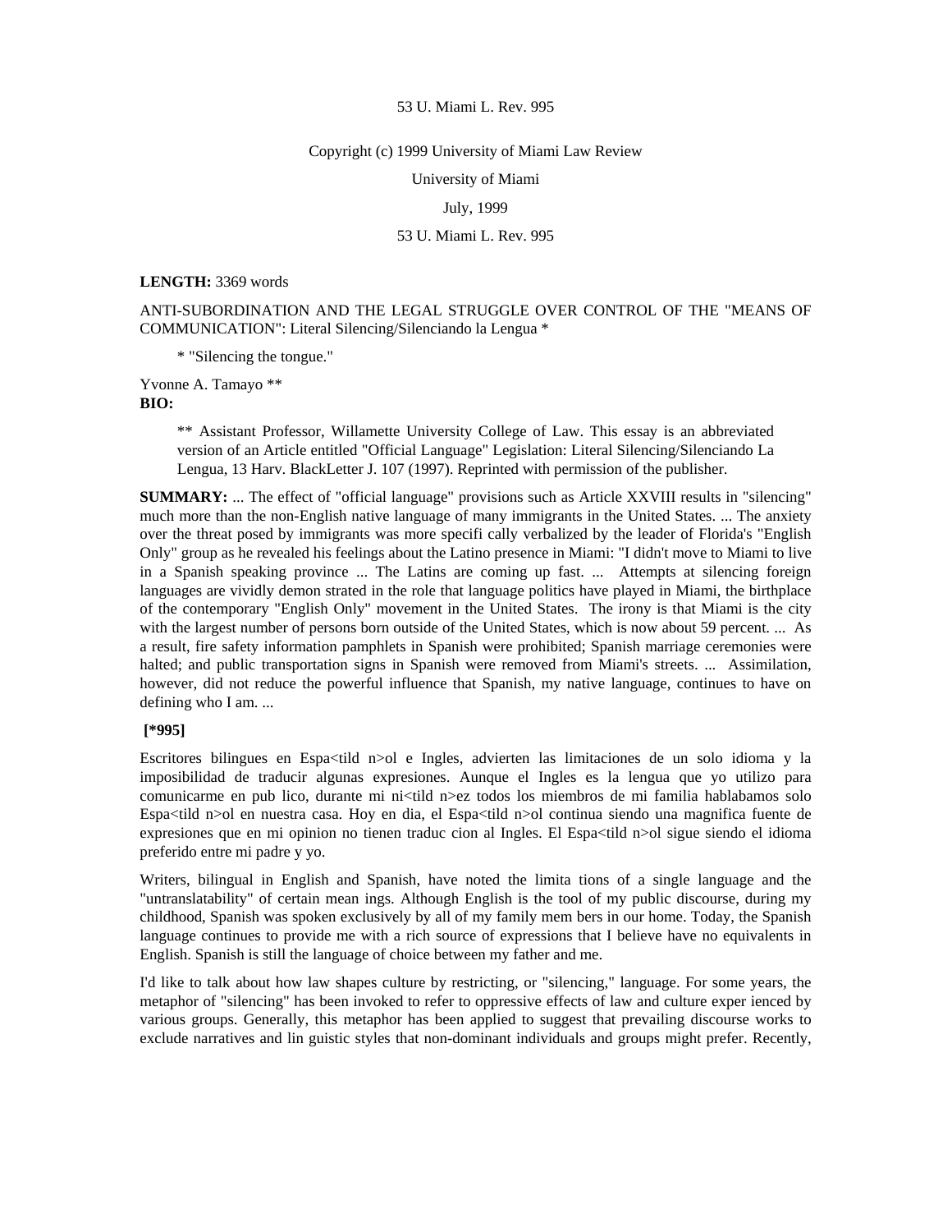53 U. Miami L. Rev. 995

Copyright (c) 1999 University of Miami Law Review

University of Miami

July, 1999

53 U. Miami L. Rev. 995

**LENGTH:** 3369 words

ANTI-SUBORDINATION AND THE LEGAL STRUGGLE OVER CONTROL OF THE "MEANS OF COMMUNICATION": Literal Silencing/Silenciando la Lengua *

> * "Silencing the tongue."

Yvonne A. Tamayo **

**BIO:**

> ** Assistant Professor, Willamette University College of Law. This essay is an abbreviated version of an Article entitled "Official Language" Legislation: Literal Silencing/Silenciando La Lengua, 13 Harv. BlackLetter J. 107 (1997). Reprinted with permission of the publisher.

**SUMMARY:** ... The effect of "official language" provisions such as Article XXVIII results in "silencing" much more than the non-English native language of many immigrants in the United States. ... The anxiety over the threat posed by immigrants was more specifi cally verbalized by the leader of Florida's "English Only" group as he revealed his feelings about the Latino presence in Miami: "I didn't move to Miami to live in a Spanish speaking province ... The Latins are coming up fast. ... Attempts at silencing foreign languages are vividly demon strated in the role that language politics have played in Miami, the birthplace of the contemporary "English Only" movement in the United States. The irony is that Miami is the city with the largest number of persons born outside of the United States, which is now about 59 percent. ... As a result, fire safety information pamphlets in Spanish were prohibited; Spanish marriage ceremonies were halted; and public transportation signs in Spanish were removed from Miami's streets. ... Assimilation, however, did not reduce the powerful influence that Spanish, my native language, continues to have on defining who I am. ...

**[*995]**

Escritores bilingues en Espa<tild n>ol e Ingles, advierten las limitaciones de un solo idioma y la imposibilidad de traducir algunas expresiones. Aunque el Ingles es la lengua que yo utilizo para comunicarme en pub lico, durante mi ni<tild n>ez todos los miembros de mi familia hablabamos solo Espa<tild n>ol en nuestra casa. Hoy en dia, el Espa<tild n>ol continua siendo una magnifica fuente de expresiones que en mi opinion no tienen traduc cion al Ingles. El Espa<tild n>ol sigue siendo el idioma preferido entre mi padre y yo.

Writers, bilingual in English and Spanish, have noted the limita tions of a single language and the "untranslatability" of certain mean ings. Although English is the tool of my public discourse, during my childhood, Spanish was spoken exclusively by all of my family mem bers in our home. Today, the Spanish language continues to provide me with a rich source of expressions that I believe have no equivalents in English. Spanish is still the language of choice between my father and me.

I'd like to talk about how law shapes culture by restricting, or "silencing," language. For some years, the metaphor of "silencing" has been invoked to refer to oppressive effects of law and culture exper ienced by various groups. Generally, this metaphor has been applied to suggest that prevailing discourse works to exclude narratives and lin guistic styles that non-dominant individuals and groups might prefer. Recently,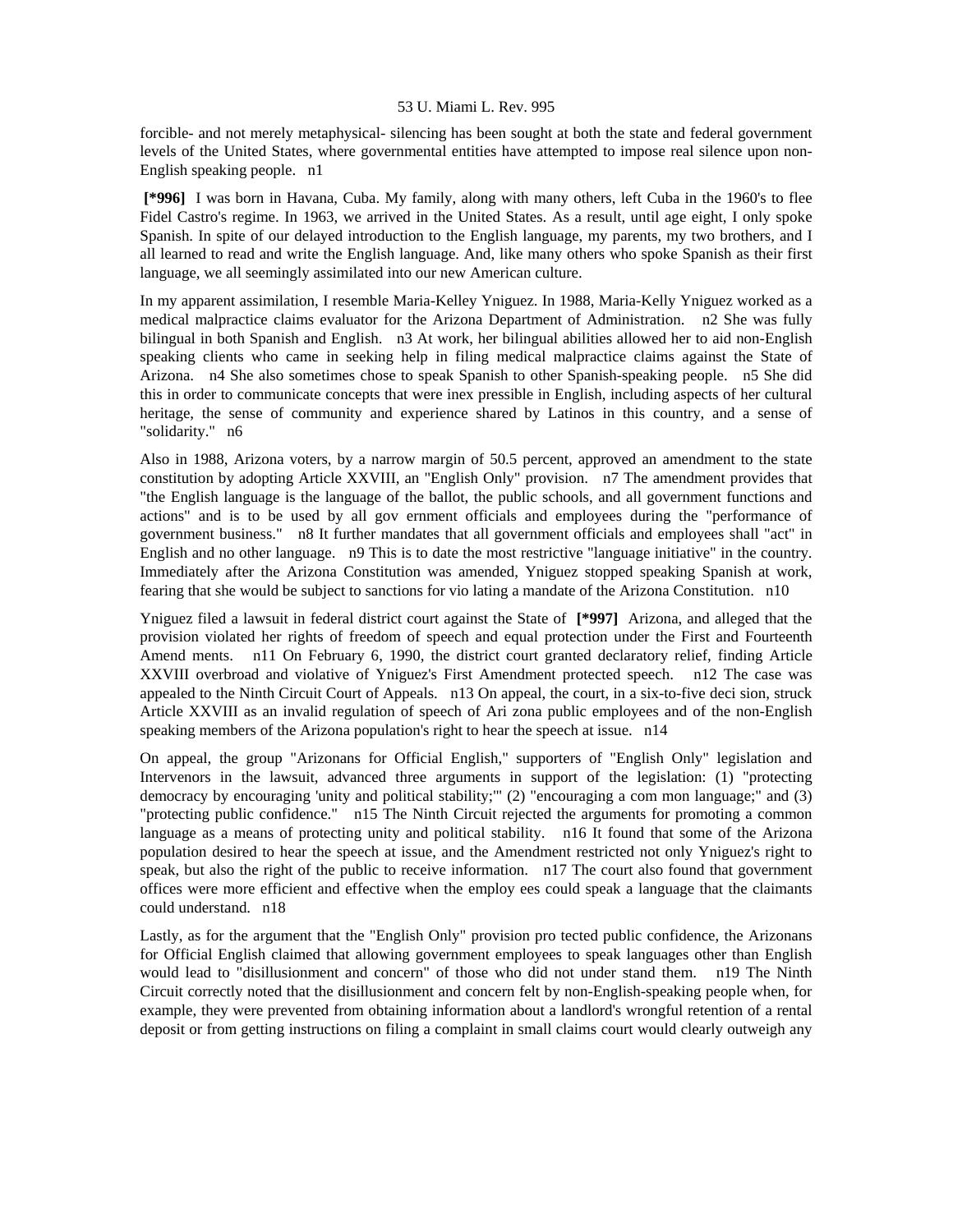forcible- and not merely metaphysical- silencing has been sought at both the state and federal government levels of the United States, where governmental entities have attempted to impose real silence upon non-English speaking people. n1

**[*996]** I was born in Havana, Cuba. My family, along with many others, left Cuba in the 1960's to flee Fidel Castro's regime. In 1963, we arrived in the United States. As a result, until age eight, I only spoke Spanish. In spite of our delayed introduction to the English language, my parents, my two brothers, and I all learned to read and write the English language. And, like many others who spoke Spanish as their first language, we all seemingly assimilated into our new American culture.

In my apparent assimilation, I resemble Maria-Kelley Yniguez. In 1988, Maria-Kelly Yniguez worked as a medical malpractice claims evaluator for the Arizona Department of Administration. n2 She was fully bilingual in both Spanish and English. n3 At work, her bilingual abilities allowed her to aid non-English speaking clients who came in seeking help in filing medical malpractice claims against the State of Arizona. n4 She also sometimes chose to speak Spanish to other Spanish-speaking people. n5 She did this in order to communicate concepts that were inex pressible in English, including aspects of her cultural heritage, the sense of community and experience shared by Latinos in this country, and a sense of "solidarity." n6

Also in 1988, Arizona voters, by a narrow margin of 50.5 percent, approved an amendment to the state constitution by adopting Article XXVIII, an "English Only" provision. n7 The amendment provides that "the English language is the language of the ballot, the public schools, and all government functions and actions" and is to be used by all gov ernment officials and employees during the "performance of government business." n8 It further mandates that all government officials and employees shall "act" in English and no other language. n9 This is to date the most restrictive "language initiative" in the country. Immediately after the Arizona Constitution was amended, Yniguez stopped speaking Spanish at work, fearing that she would be subject to sanctions for vio lating a mandate of the Arizona Constitution. n10

Yniguez filed a lawsuit in federal district court against the State of **[*997]** Arizona, and alleged that the provision violated her rights of freedom of speech and equal protection under the First and Fourteenth Amend ments. n11 On February 6, 1990, the district court granted declaratory relief, finding Article XXVIII overbroad and violative of Yniguez's First Amendment protected speech. n12 The case was appealed to the Ninth Circuit Court of Appeals. n13 On appeal, the court, in a six-to-five deci sion, struck Article XXVIII as an invalid regulation of speech of Ari zona public employees and of the non-English speaking members of the Arizona population's right to hear the speech at issue. n14

On appeal, the group "Arizonans for Official English," supporters of "English Only" legislation and Intervenors in the lawsuit, advanced three arguments in support of the legislation: (1) "protecting democracy by encouraging 'unity and political stability;'" (2) "encouraging a com mon language;" and (3) "protecting public confidence." n15 The Ninth Circuit rejected the arguments for promoting a common language as a means of protecting unity and political stability. n16 It found that some of the Arizona population desired to hear the speech at issue, and the Amendment restricted not only Yniguez's right to speak, but also the right of the public to receive information. n17 The court also found that government offices were more efficient and effective when the employ ees could speak a language that the claimants could understand. n18

Lastly, as for the argument that the "English Only" provision pro tected public confidence, the Arizonans for Official English claimed that allowing government employees to speak languages other than English would lead to "disillusionment and concern" of those who did not under stand them. n19 The Ninth Circuit correctly noted that the disillusionment and concern felt by non-English-speaking people when, for example, they were prevented from obtaining information about a landlord's wrongful retention of a rental deposit or from getting instructions on filing a complaint in small claims court would clearly outweigh any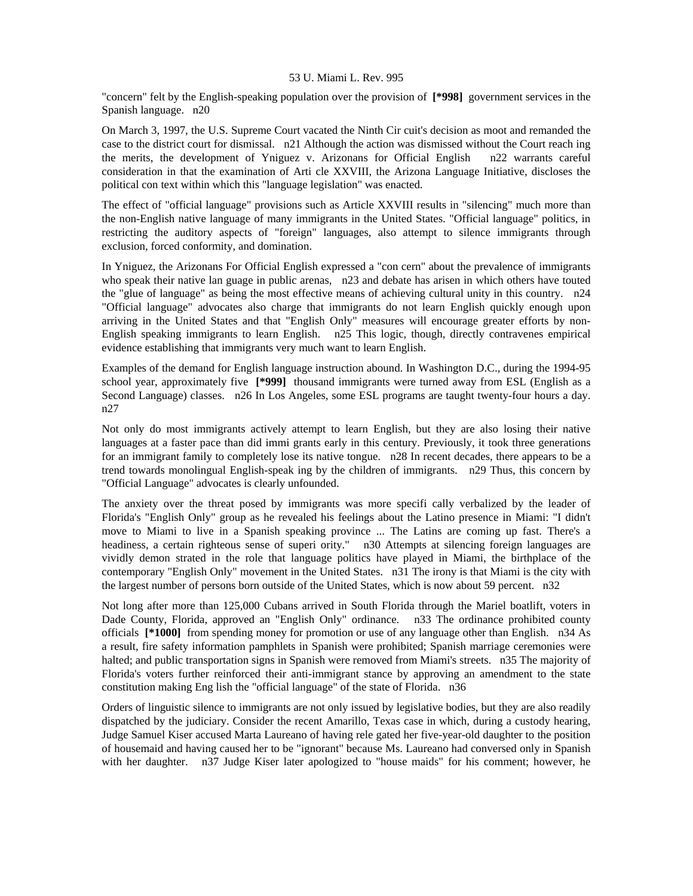"concern" felt by the English-speaking population over the provision of **[*998]** government services in the Spanish language. n20

On March 3, 1997, the U.S. Supreme Court vacated the Ninth Cir cuit's decision as moot and remanded the case to the district court for dismissal. n21 Although the action was dismissed without the Court reach ing the merits, the development of Yniguez v. Arizonans for Official English n22 warrants careful consideration in that the examination of Arti cle XXVIII, the Arizona Language Initiative, discloses the political con text within which this "language legislation" was enacted.

The effect of "official language" provisions such as Article XXVIII results in "silencing" much more than the non-English native language of many immigrants in the United States. "Official language" politics, in restricting the auditory aspects of "foreign" languages, also attempt to silence immigrants through exclusion, forced conformity, and domination.

In Yniguez, the Arizonans For Official English expressed a "con cern" about the prevalence of immigrants who speak their native lan guage in public arenas, n23 and debate has arisen in which others have touted the "glue of language" as being the most effective means of achieving cultural unity in this country. n24 "Official language" advocates also charge that immigrants do not learn English quickly enough upon arriving in the United States and that "English Only" measures will encourage greater efforts by non-English speaking immigrants to learn English. n25 This logic, though, directly contravenes empirical evidence establishing that immigrants very much want to learn English.

Examples of the demand for English language instruction abound. In Washington D.C., during the 1994-95 school year, approximately five **[*999]** thousand immigrants were turned away from ESL (English as a Second Language) classes. n26 In Los Angeles, some ESL programs are taught twenty-four hours a day. n27

Not only do most immigrants actively attempt to learn English, but they are also losing their native languages at a faster pace than did immi grants early in this century. Previously, it took three generations for an immigrant family to completely lose its native tongue. n28 In recent decades, there appears to be a trend towards monolingual English-speak ing by the children of immigrants. n29 Thus, this concern by "Official Language" advocates is clearly unfounded.

The anxiety over the threat posed by immigrants was more specifi cally verbalized by the leader of Florida's "English Only" group as he revealed his feelings about the Latino presence in Miami: "I didn't move to Miami to live in a Spanish speaking province ... The Latins are coming up fast. There's a headiness, a certain righteous sense of superi ority." n30 Attempts at silencing foreign languages are vividly demon strated in the role that language politics have played in Miami, the birthplace of the contemporary "English Only" movement in the United States. n31 The irony is that Miami is the city with the largest number of persons born outside of the United States, which is now about 59 percent. n32

Not long after more than 125,000 Cubans arrived in South Florida through the Mariel boatlift, voters in Dade County, Florida, approved an "English Only" ordinance. n33 The ordinance prohibited county officials **[*1000]** from spending money for promotion or use of any language other than English. n34 As a result, fire safety information pamphlets in Spanish were prohibited; Spanish marriage ceremonies were halted; and public transportation signs in Spanish were removed from Miami's streets. n35 The majority of Florida's voters further reinforced their anti-immigrant stance by approving an amendment to the state constitution making Eng lish the "official language" of the state of Florida. n36

Orders of linguistic silence to immigrants are not only issued by legislative bodies, but they are also readily dispatched by the judiciary. Consider the recent Amarillo, Texas case in which, during a custody hearing, Judge Samuel Kiser accused Marta Laureano of having rele gated her five-year-old daughter to the position of housemaid and having caused her to be "ignorant" because Ms. Laureano had conversed only in Spanish with her daughter. n37 Judge Kiser later apologized to "house maids" for his comment; however, he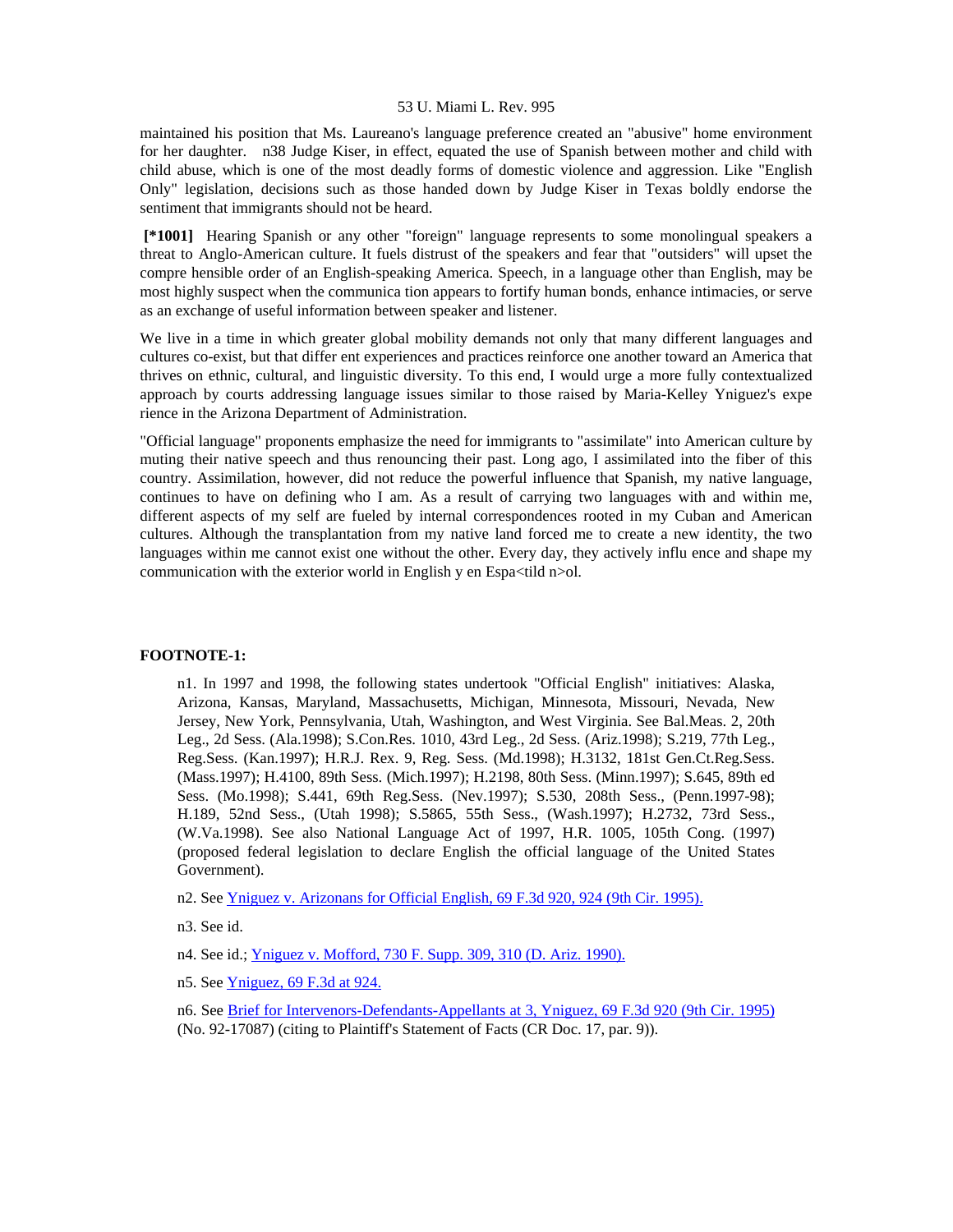maintained his position that Ms. Laureano's language preference created an "abusive" home environment for her daughter. n38 Judge Kiser, in effect, equated the use of Spanish between mother and child with child abuse, which is one of the most deadly forms of domestic violence and aggression. Like "English Only" legislation, decisions such as those handed down by Judge Kiser in Texas boldly endorse the sentiment that immigrants should not be heard.

**[*1001]** Hearing Spanish or any other "foreign" language represents to some monolingual speakers a threat to Anglo-American culture. It fuels distrust of the speakers and fear that "outsiders" will upset the compre hensible order of an English-speaking America. Speech, in a language other than English, may be most highly suspect when the communica tion appears to fortify human bonds, enhance intimacies, or serve as an exchange of useful information between speaker and listener.

We live in a time in which greater global mobility demands not only that many different languages and cultures co-exist, but that differ ent experiences and practices reinforce one another toward an America that thrives on ethnic, cultural, and linguistic diversity. To this end, I would urge a more fully contextualized approach by courts addressing language issues similar to those raised by Maria-Kelley Yniguez's expe rience in the Arizona Department of Administration.

"Official language" proponents emphasize the need for immigrants to "assimilate" into American culture by muting their native speech and thus renouncing their past. Long ago, I assimilated into the fiber of this country. Assimilation, however, did not reduce the powerful influence that Spanish, my native language, continues to have on defining who I am. As a result of carrying two languages with and within me, different aspects of my self are fueled by internal correspondences rooted in my Cuban and American cultures. Although the transplantation from my native land forced me to create a new identity, the two languages within me cannot exist one without the other. Every day, they actively influ ence and shape my communication with the exterior world in English y en Espa<tild n>ol.

**FOOTNOTE-1:**

n1. In 1997 and 1998, the following states undertook "Official English" initiatives: Alaska, Arizona, Kansas, Maryland, Massachusetts, Michigan, Minnesota, Missouri, Nevada, New Jersey, New York, Pennsylvania, Utah, Washington, and West Virginia. See Bal.Meas. 2, 20th Leg., 2d Sess. (Ala.1998); S.Con.Res. 1010, 43rd Leg., 2d Sess. (Ariz.1998); S.219, 77th Leg., Reg.Sess. (Kan.1997); H.R.J. Rex. 9, Reg. Sess. (Md.1998); H.3132, 181st Gen.Ct.Reg.Sess. (Mass.1997); H.4100, 89th Sess. (Mich.1997); H.2198, 80th Sess. (Minn.1997); S.645, 89th ed Sess. (Mo.1998); S.441, 69th Reg.Sess. (Nev.1997); S.530, 208th Sess., (Penn.1997-98); H.189, 52nd Sess., (Utah 1998); S.5865, 55th Sess., (Wash.1997); H.2732, 73rd Sess., (W.Va.1998). See also National Language Act of 1997, H.R. 1005, 105th Cong. (1997) (proposed federal legislation to declare English the official language of the United States Government).

n2. See Yniguez v. Arizonans for Official English, 69 F.3d 920, 924 (9th Cir. 1995).

n3. See id.

n4. See id.; Yniguez v. Mofford, 730 F. Supp. 309, 310 (D. Ariz. 1990).

n5. See Yniguez, 69 F.3d at 924.

n6. See Brief for Intervenors-Defendants-Appellants at 3, Yniguez, 69 F.3d 920 (9th Cir. 1995) (No. 92-17087) (citing to Plaintiff's Statement of Facts (CR Doc. 17, par. 9)).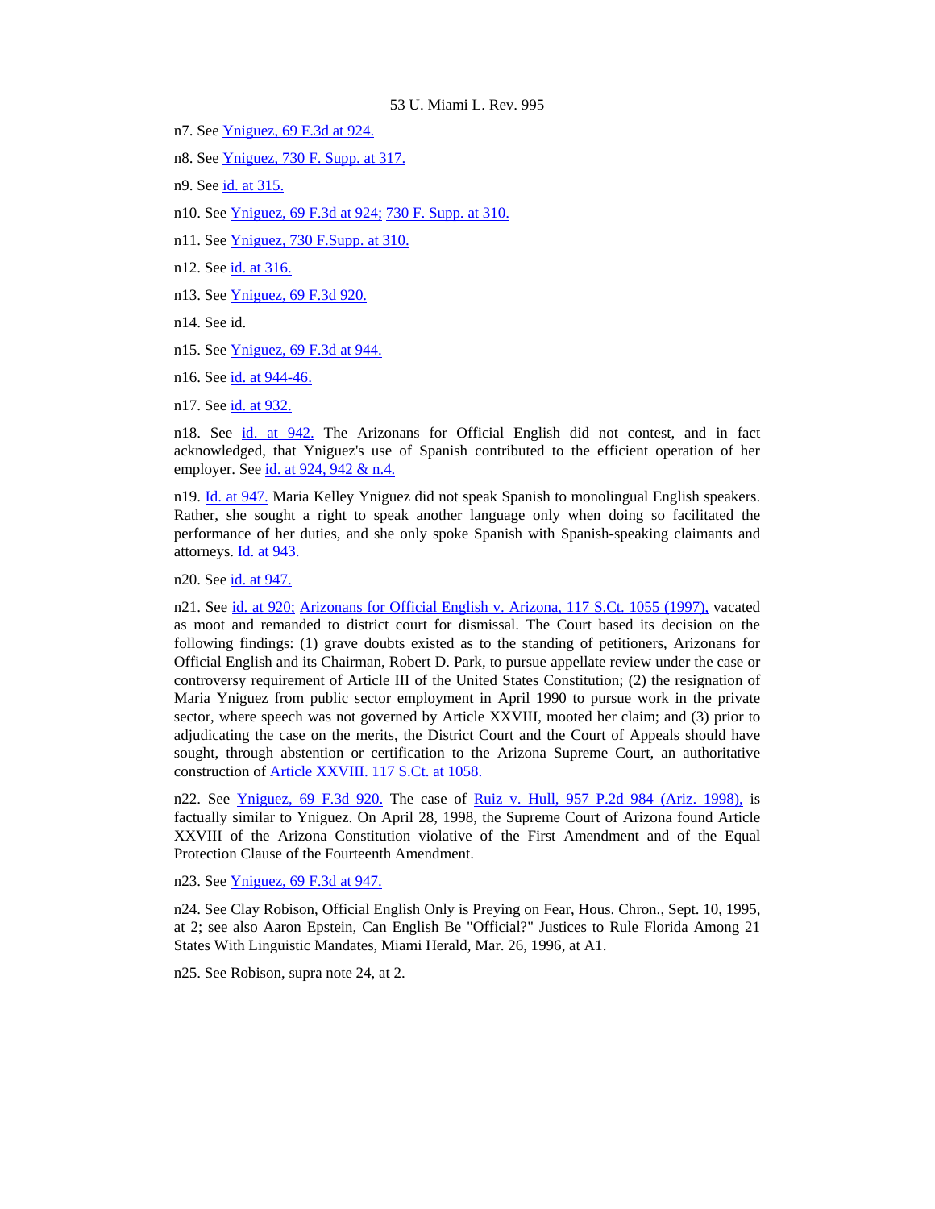n7. See Yniguez, 69 F.3d at 924.

n8. See Yniguez, 730 F. Supp. at 317.

n9. See id. at 315.

n10. See Yniguez, 69 F.3d at 924; 730 F. Supp. at 310.

n11. See Yniguez, 730 F.Supp. at 310.

n12. See id. at 316.

n13. See Yniguez, 69 F.3d 920.

n14. See id.

n15. See Yniguez, 69 F.3d at 944.

n16. See id. at 944-46.

n17. See id. at 932.

n18. See id. at 942. The Arizonans for Official English did not contest, and in fact acknowledged, that Yniguez's use of Spanish contributed to the efficient operation of her employer. See id. at 924, 942 & n.4.

n19. Id. at 947. Maria Kelley Yniguez did not speak Spanish to monolingual English speakers. Rather, she sought a right to speak another language only when doing so facilitated the performance of her duties, and she only spoke Spanish with Spanish-speaking claimants and attorneys. Id. at 943.

n20. See id. at 947.

n21. See id. at 920; Arizonans for Official English v. Arizona, 117 S.Ct. 1055 (1997), vacated as moot and remanded to district court for dismissal. The Court based its decision on the following findings: (1) grave doubts existed as to the standing of petitioners, Arizonans for Official English and its Chairman, Robert D. Park, to pursue appellate review under the case or controversy requirement of Article III of the United States Constitution; (2) the resignation of Maria Yniguez from public sector employment in April 1990 to pursue work in the private sector, where speech was not governed by Article XXVIII, mooted her claim; and (3) prior to adjudicating the case on the merits, the District Court and the Court of Appeals should have sought, through abstention or certification to the Arizona Supreme Court, an authoritative construction of Article XXVIII. 117 S.Ct. at 1058.

n22. See Yniguez, 69 F.3d 920. The case of Ruiz v. Hull, 957 P.2d 984 (Ariz. 1998), is factually similar to Yniguez. On April 28, 1998, the Supreme Court of Arizona found Article XXVIII of the Arizona Constitution violative of the First Amendment and of the Equal Protection Clause of the Fourteenth Amendment.

n23. See Yniguez, 69 F.3d at 947.

n24. See Clay Robison, Official English Only is Preying on Fear, Hous. Chron., Sept. 10, 1995, at 2; see also Aaron Epstein, Can English Be "Official?" Justices to Rule Florida Among 21 States With Linguistic Mandates, Miami Herald, Mar. 26, 1996, at A1.

n25. See Robison, supra note 24, at 2.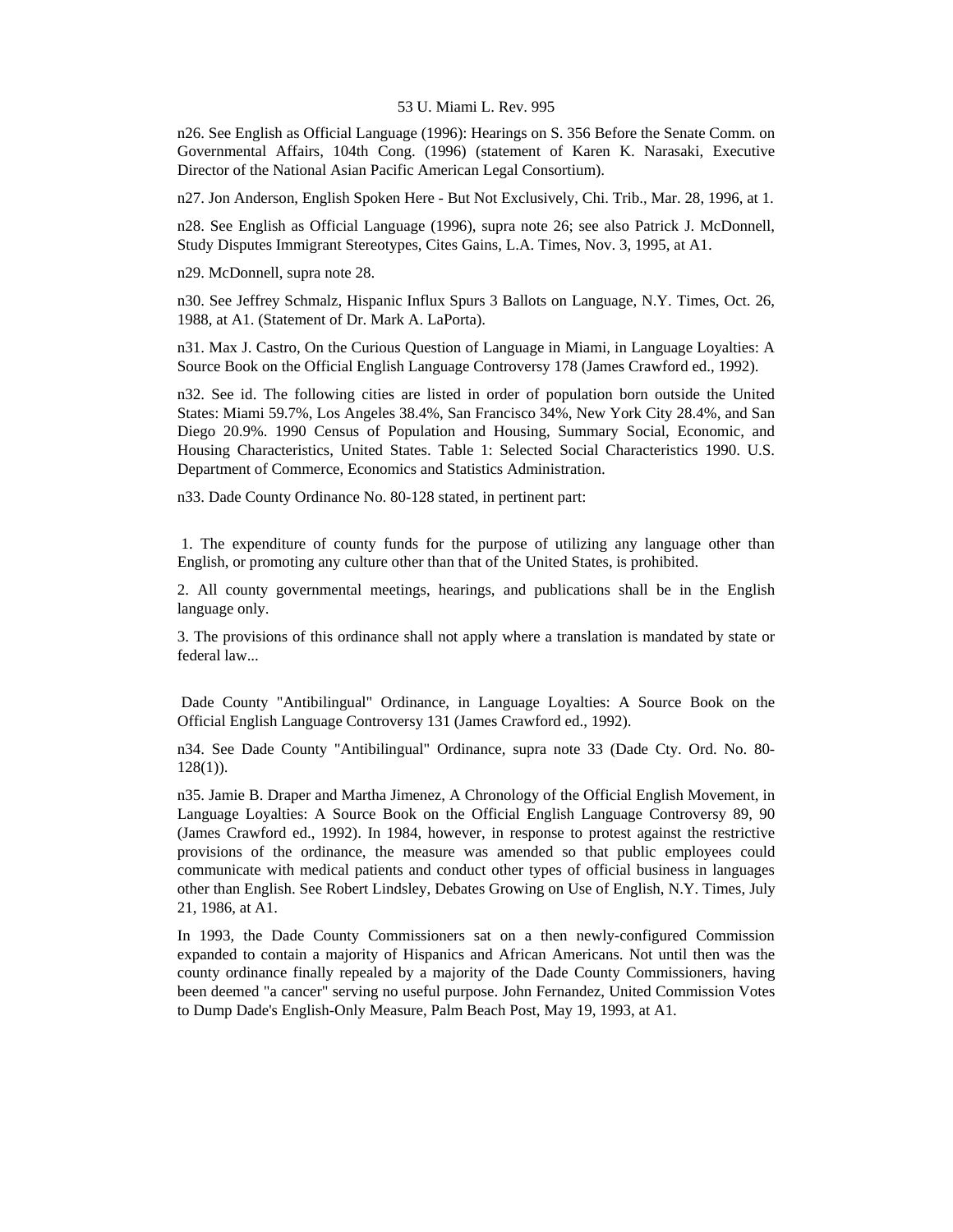n26. See English as Official Language (1996): Hearings on S. 356 Before the Senate Comm. on Governmental Affairs, 104th Cong. (1996) (statement of Karen K. Narasaki, Executive Director of the National Asian Pacific American Legal Consortium).

n27. Jon Anderson, English Spoken Here - But Not Exclusively, Chi. Trib., Mar. 28, 1996, at 1.

n28. See English as Official Language (1996), supra note 26; see also Patrick J. McDonnell, Study Disputes Immigrant Stereotypes, Cites Gains, L.A. Times, Nov. 3, 1995, at A1.

n29. McDonnell, supra note 28.

n30. See Jeffrey Schmalz, Hispanic Influx Spurs 3 Ballots on Language, N.Y. Times, Oct. 26, 1988, at A1. (Statement of Dr. Mark A. LaPorta).

n31. Max J. Castro, On the Curious Question of Language in Miami, in Language Loyalties: A Source Book on the Official English Language Controversy 178 (James Crawford ed., 1992).

n32. See id. The following cities are listed in order of population born outside the United States: Miami 59.7%, Los Angeles 38.4%, San Francisco 34%, New York City 28.4%, and San Diego 20.9%. 1990 Census of Population and Housing, Summary Social, Economic, and Housing Characteristics, United States. Table 1: Selected Social Characteristics 1990. U.S. Department of Commerce, Economics and Statistics Administration.

n33. Dade County Ordinance No. 80-128 stated, in pertinent part:

> 1. The expenditure of county funds for the purpose of utilizing any language other than English, or promoting any culture other than that of the United States, is prohibited.
>
> 2. All county governmental meetings, hearings, and publications shall be in the English language only.
>
> 3. The provisions of this ordinance shall not apply where a translation is mandated by state or federal law...

Dade County "Antibilingual" Ordinance, in Language Loyalties: A Source Book on the Official English Language Controversy 131 (James Crawford ed., 1992).

n34. See Dade County "Antibilingual" Ordinance, supra note 33 (Dade Cty. Ord. No. 80-128(1)).

n35. Jamie B. Draper and Martha Jimenez, A Chronology of the Official English Movement, in Language Loyalties: A Source Book on the Official English Language Controversy 89, 90 (James Crawford ed., 1992). In 1984, however, in response to protest against the restrictive provisions of the ordinance, the measure was amended so that public employees could communicate with medical patients and conduct other types of official business in languages other than English. See Robert Lindsley, Debates Growing on Use of English, N.Y. Times, July 21, 1986, at A1.

In 1993, the Dade County Commissioners sat on a then newly-configured Commission expanded to contain a majority of Hispanics and African Americans. Not until then was the county ordinance finally repealed by a majority of the Dade County Commissioners, having been deemed "a cancer" serving no useful purpose. John Fernandez, United Commission Votes to Dump Dade's English-Only Measure, Palm Beach Post, May 19, 1993, at A1.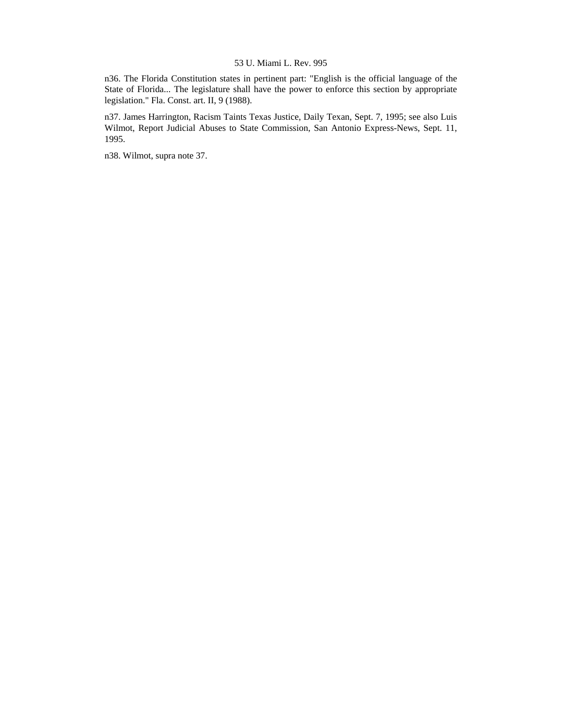n36. The Florida Constitution states in pertinent part: "English is the official language of the State of Florida... The legislature shall have the power to enforce this section by appropriate legislation." Fla. Const. art. II, 9 (1988).

n37. James Harrington, Racism Taints Texas Justice, Daily Texan, Sept. 7, 1995; see also Luis Wilmot, Report Judicial Abuses to State Commission, San Antonio Express-News, Sept. 11, 1995.

n38. Wilmot, supra note 37.